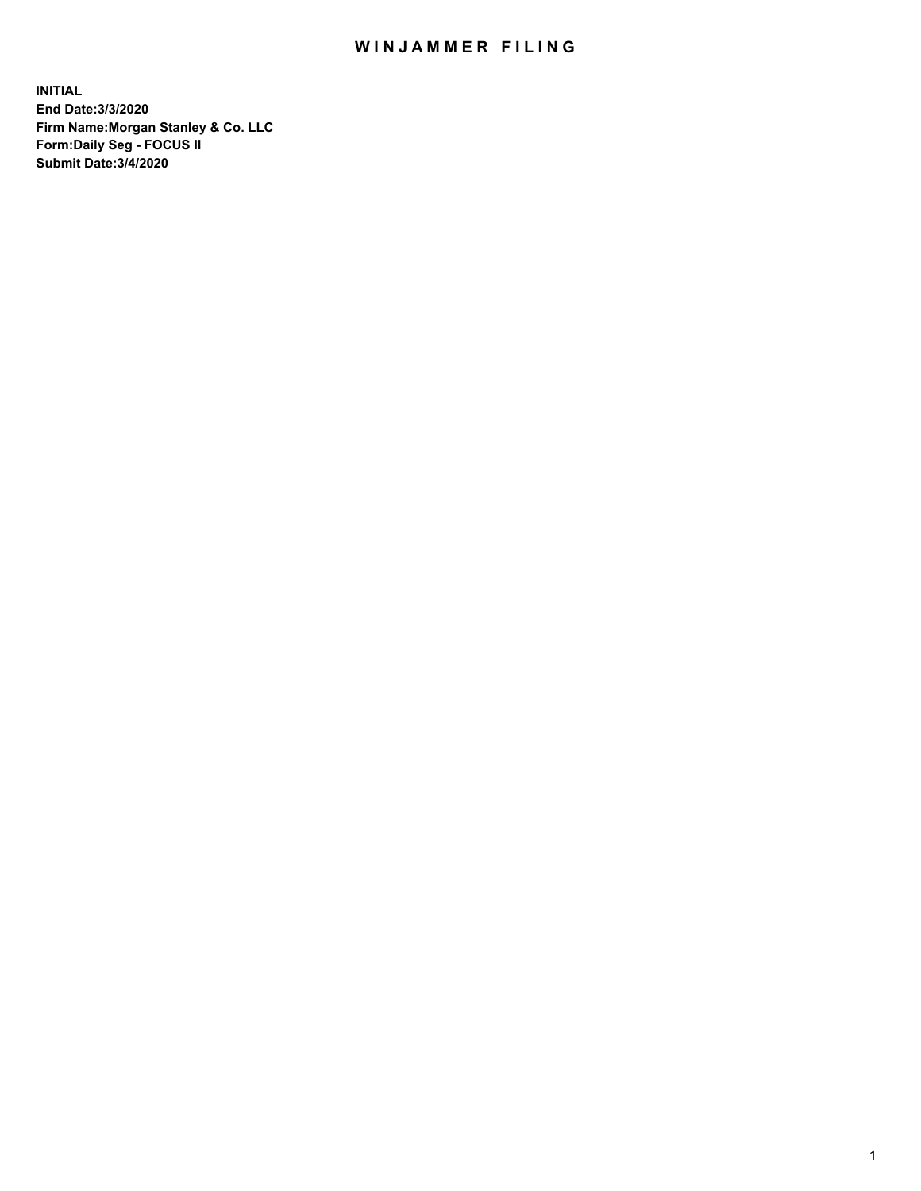# WINJAMMER FILING

**INITIAL**
**End Date:3/3/2020**
**Firm Name:Morgan Stanley & Co. LLC**
**Form:Daily Seg - FOCUS II**
**Submit Date:3/4/2020**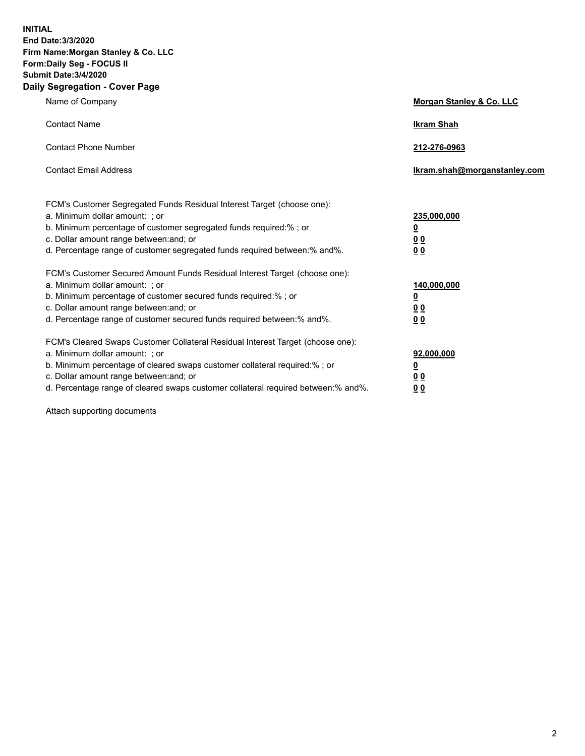**INITIAL**
**End Date:3/3/2020**
**Firm Name:Morgan Stanley & Co. LLC**
**Form:Daily Seg - FOCUS II**
**Submit Date:3/4/2020**

## Daily Segregation - Cover Page

| | |
|---|---|
| Name of Company | **Morgan Stanley & Co. LLC** |
| Contact Name | **Ikram Shah** |
| Contact Phone Number | **212-276-0963** |
| Contact Email Address | **Ikram.shah@morganstanley.com** |

| | |
|---|---|
| FCM's Customer Segregated Funds Residual Interest Target (choose one): | |
| a. Minimum dollar amount: ; or | **235,000,000** |
| b. Minimum percentage of customer segregated funds required:% ; or | **0** |
| c. Dollar amount range between:and; or | **0 0** |
| d. Percentage range of customer segregated funds required between:% and%. | **0 0** |
| FCM's Customer Secured Amount Funds Residual Interest Target (choose one): | |
| a. Minimum dollar amount: ; or | **140,000,000** |
| b. Minimum percentage of customer secured funds required:% ; or | **0** |
| c. Dollar amount range between:and; or | **0 0** |
| d. Percentage range of customer secured funds required between:% and%. | **0 0** |
| FCM's Cleared Swaps Customer Collateral Residual Interest Target (choose one): | |
| a. Minimum dollar amount: ; or | **92,000,000** |
| b. Minimum percentage of cleared swaps customer collateral required:% ; or | **0** |
| c. Dollar amount range between:and; or | **0 0** |
| d. Percentage range of cleared swaps customer collateral required between:% and%. | **0 0** |

Attach supporting documents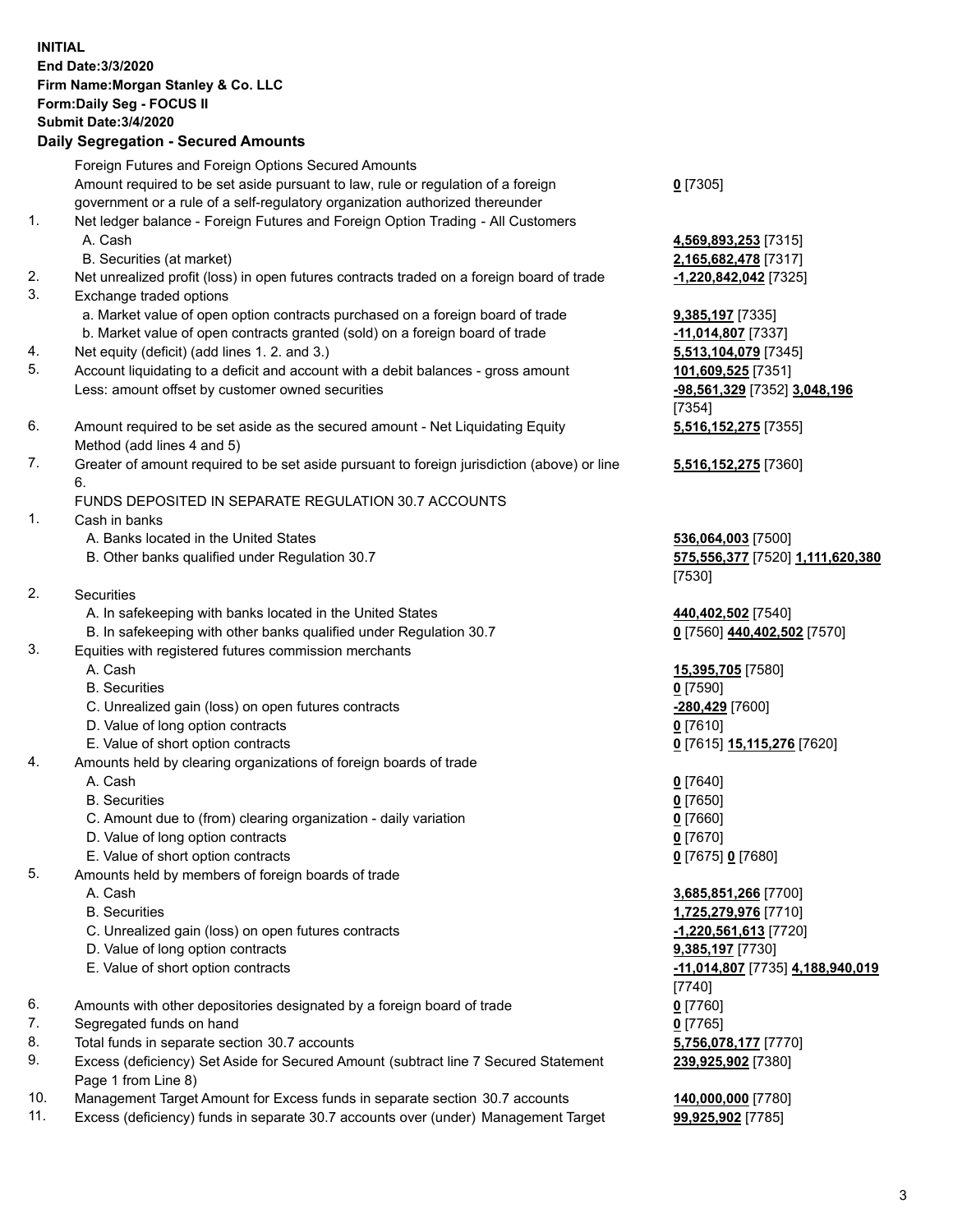**INITIAL**
**End Date:3/3/2020**
**Firm Name:Morgan Stanley & Co. LLC**
**Form:Daily Seg - FOCUS II**
**Submit Date:3/4/2020**

## Daily Segregation - Secured Amounts

| | | |
|---|---|---|
| | Foreign Futures and Foreign Options Secured Amounts | |
| | Amount required to be set aside pursuant to law, rule or regulation of a foreign government or a rule of a self-regulatory organization authorized thereunder | **0** [7305] |
| 1. | Net ledger balance - Foreign Futures and Foreign Option Trading - All Customers | |
| | A. Cash | **4,569,893,253** [7315] |
| | B. Securities (at market) | **2,165,682,478** [7317] |
| 2. | Net unrealized profit (loss) in open futures contracts traded on a foreign board of trade | **-1,220,842,042** [7325] |
| 3. | Exchange traded options | |
| | a. Market value of open option contracts purchased on a foreign board of trade | **9,385,197** [7335] |
| | b. Market value of open contracts granted (sold) on a foreign board of trade | **-11,014,807** [7337] |
| 4. | Net equity (deficit) (add lines 1. 2. and 3.) | **5,513,104,079** [7345] |
| 5. | Account liquidating to a deficit and account with a debit balances - gross amount | **101,609,525** [7351] |
| | Less: amount offset by customer owned securities | **-98,561,329** [7352] **3,048,196** [7354] |
| 6. | Amount required to be set aside as the secured amount - Net Liquidating Equity Method (add lines 4 and 5) | **5,516,152,275** [7355] |
| 7. | Greater of amount required to be set aside pursuant to foreign jurisdiction (above) or line 6. | **5,516,152,275** [7360] |
| | FUNDS DEPOSITED IN SEPARATE REGULATION 30.7 ACCOUNTS | |
| 1. | Cash in banks | |
| | A. Banks located in the United States | **536,064,003** [7500] |
| | B. Other banks qualified under Regulation 30.7 | **575,556,377** [7520] **1,111,620,380** [7530] |
| 2. | Securities | |
| | A. In safekeeping with banks located in the United States | **440,402,502** [7540] |
| | B. In safekeeping with other banks qualified under Regulation 30.7 | **0** [7560] **440,402,502** [7570] |
| 3. | Equities with registered futures commission merchants | |
| | A. Cash | **15,395,705** [7580] |
| | B. Securities | **0** [7590] |
| | C. Unrealized gain (loss) on open futures contracts | **-280,429** [7600] |
| | D. Value of long option contracts | **0** [7610] |
| | E. Value of short option contracts | **0** [7615] **15,115,276** [7620] |
| 4. | Amounts held by clearing organizations of foreign boards of trade | |
| | A. Cash | **0** [7640] |
| | B. Securities | **0** [7650] |
| | C. Amount due to (from) clearing organization - daily variation | **0** [7660] |
| | D. Value of long option contracts | **0** [7670] |
| | E. Value of short option contracts | **0** [7675] **0** [7680] |
| 5. | Amounts held by members of foreign boards of trade | |
| | A. Cash | **3,685,851,266** [7700] |
| | B. Securities | **1,725,279,976** [7710] |
| | C. Unrealized gain (loss) on open futures contracts | **-1,220,561,613** [7720] |
| | D. Value of long option contracts | **9,385,197** [7730] |
| | E. Value of short option contracts | **-11,014,807** [7735] **4,188,940,019** [7740] |
| 6. | Amounts with other depositories designated by a foreign board of trade | **0** [7760] |
| 7. | Segregated funds on hand | **0** [7765] |
| 8. | Total funds in separate section 30.7 accounts | **5,756,078,177** [7770] |
| 9. | Excess (deficiency) Set Aside for Secured Amount (subtract line 7 Secured Statement Page 1 from Line 8) | **239,925,902** [7380] |
| 10. | Management Target Amount for Excess funds in separate section 30.7 accounts | **140,000,000** [7780] |
| 11. | Excess (deficiency) funds in separate 30.7 accounts over (under) Management Target | **99,925,902** [7785] |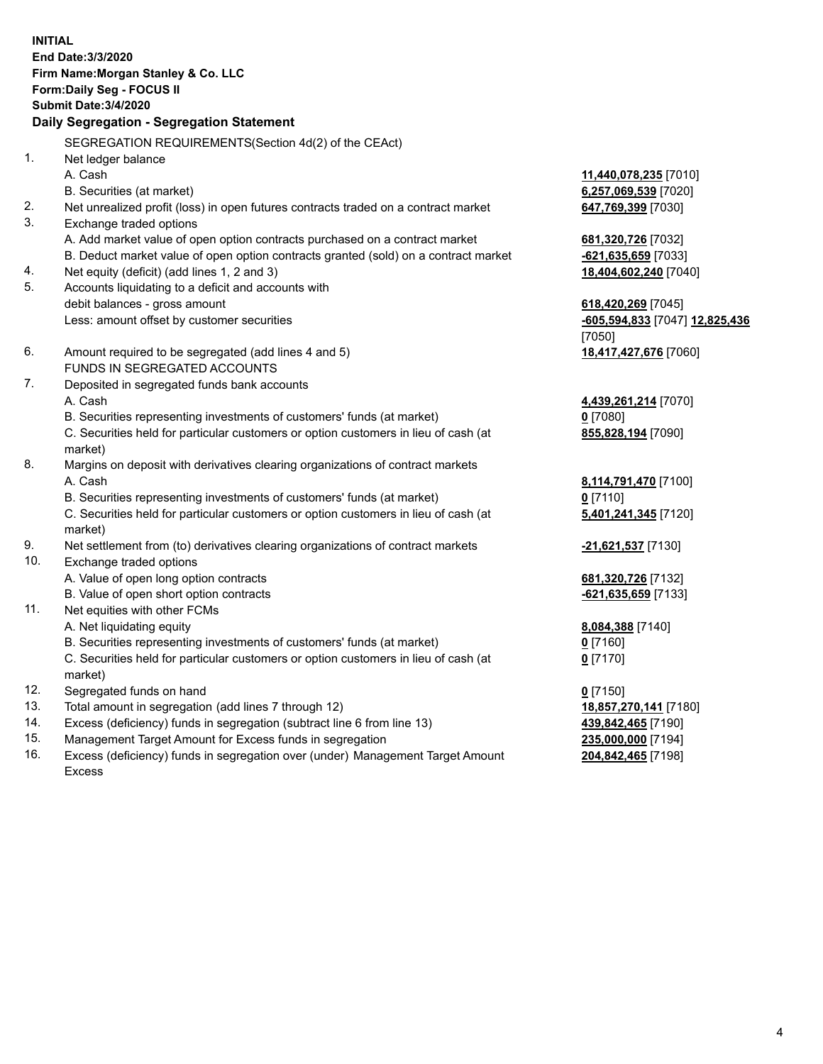**INITIAL**
**End Date:3/3/2020**
**Firm Name:Morgan Stanley & Co. LLC**
**Form:Daily Seg - FOCUS II**
**Submit Date:3/4/2020**

**Daily Segregation - Segregation Statement**

SEGREGATION REQUIREMENTS(Section 4d(2) of the CEAct)

| | | |
|---|---|---|
| 1. | Net ledger balance | |
| | A. Cash | **11,440,078,235** [7010] |
| | B. Securities (at market) | **6,257,069,539** [7020] |
| 2. | Net unrealized profit (loss) in open futures contracts traded on a contract market | **647,769,399** [7030] |
| 3. | Exchange traded options | |
| | A. Add market value of open option contracts purchased on a contract market | **681,320,726** [7032] |
| | B. Deduct market value of open option contracts granted (sold) on a contract market | **-621,635,659** [7033] |
| 4. | Net equity (deficit) (add lines 1, 2 and 3) | **18,404,602,240** [7040] |
| 5. | Accounts liquidating to a deficit and accounts with debit balances - gross amount | **618,420,269** [7045] |
| | Less: amount offset by customer securities | **-605,594,833** [7047] **12,825,436** [7050] |
| 6. | Amount required to be segregated (add lines 4 and 5) | **18,417,427,676** [7060] |
| | FUNDS IN SEGREGATED ACCOUNTS | |
| 7. | Deposited in segregated funds bank accounts | |
| | A. Cash | **4,439,261,214** [7070] |
| | B. Securities representing investments of customers' funds (at market) | **0** [7080] |
| | C. Securities held for particular customers or option customers in lieu of cash (at market) | **855,828,194** [7090] |
| 8. | Margins on deposit with derivatives clearing organizations of contract markets | |
| | A. Cash | **8,114,791,470** [7100] |
| | B. Securities representing investments of customers' funds (at market) | **0** [7110] |
| | C. Securities held for particular customers or option customers in lieu of cash (at market) | **5,401,241,345** [7120] |
| 9. | Net settlement from (to) derivatives clearing organizations of contract markets | **-21,621,537** [7130] |
| 10. | Exchange traded options | |
| | A. Value of open long option contracts | **681,320,726** [7132] |
| | B. Value of open short option contracts | **-621,635,659** [7133] |
| 11. | Net equities with other FCMs | |
| | A. Net liquidating equity | **8,084,388** [7140] |
| | B. Securities representing investments of customers' funds (at market) | **0** [7160] |
| | C. Securities held for particular customers or option customers in lieu of cash (at market) | **0** [7170] |
| 12. | Segregated funds on hand | **0** [7150] |
| 13. | Total amount in segregation (add lines 7 through 12) | **18,857,270,141** [7180] |
| 14. | Excess (deficiency) funds in segregation (subtract line 6 from line 13) | **439,842,465** [7190] |
| 15. | Management Target Amount for Excess funds in segregation | **235,000,000** [7194] |
| 16. | Excess (deficiency) funds in segregation over (under) Management Target Amount Excess | **204,842,465** [7198] |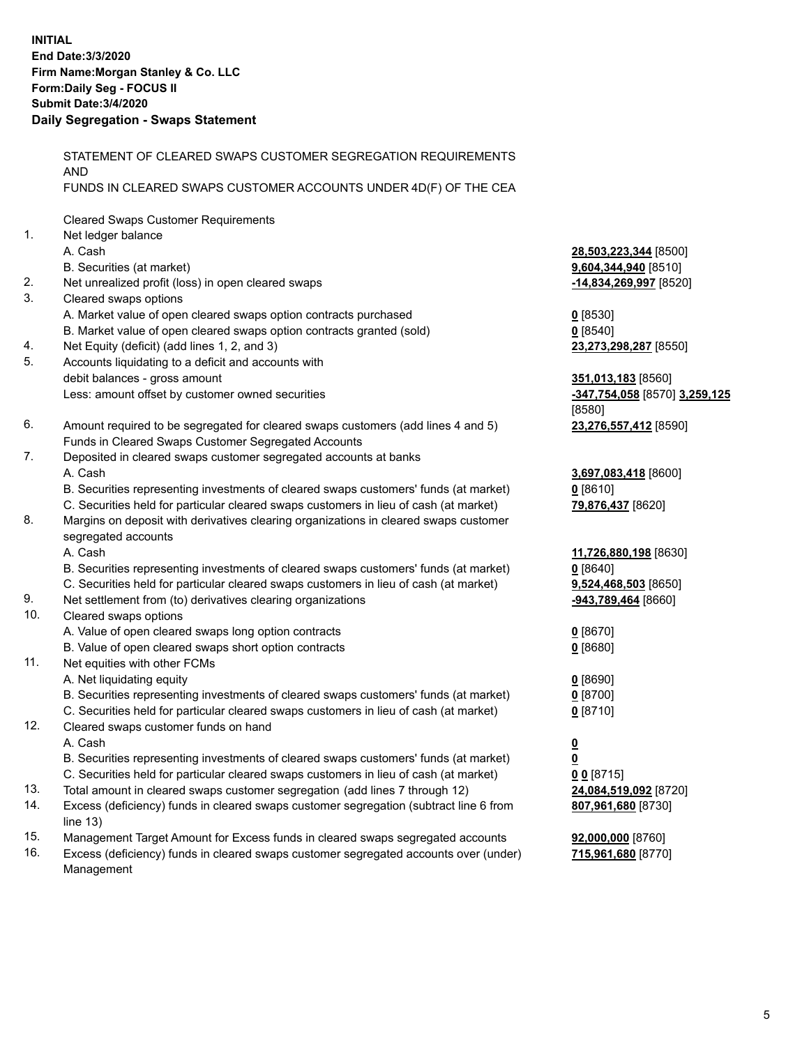**INITIAL**
**End Date:3/3/2020**
**Firm Name:Morgan Stanley & Co. LLC**
**Form:Daily Seg - FOCUS II**
**Submit Date:3/4/2020**
**Daily Segregation - Swaps Statement**

STATEMENT OF CLEARED SWAPS CUSTOMER SEGREGATION REQUIREMENTS AND FUNDS IN CLEARED SWAPS CUSTOMER ACCOUNTS UNDER 4D(F) OF THE CEA

| | | |
|---|---|---|
| | Cleared Swaps Customer Requirements | |
| 1. | Net ledger balance | |
| | A. Cash | **28,503,223,344** [8500] |
| | B. Securities (at market) | **9,604,344,940** [8510] |
| 2. | Net unrealized profit (loss) in open cleared swaps | **-14,834,269,997** [8520] |
| 3. | Cleared swaps options | |
| | A. Market value of open cleared swaps option contracts purchased | **0** [8530] |
| | B. Market value of open cleared swaps option contracts granted (sold) | **0** [8540] |
| 4. | Net Equity (deficit) (add lines 1, 2, and 3) | **23,273,298,287** [8550] |
| 5. | Accounts liquidating to a deficit and accounts with debit balances - gross amount | **351,013,183** [8560] |
| | Less: amount offset by customer owned securities | **-347,754,058** [8570] **3,259,125** [8580] |
| 6. | Amount required to be segregated for cleared swaps customers (add lines 4 and 5) | **23,276,557,412** [8590] |
| | Funds in Cleared Swaps Customer Segregated Accounts | |
| 7. | Deposited in cleared swaps customer segregated accounts at banks | |
| | A. Cash | **3,697,083,418** [8600] |
| | B. Securities representing investments of cleared swaps customers' funds (at market) | **0** [8610] |
| | C. Securities held for particular cleared swaps customers in lieu of cash (at market) | **79,876,437** [8620] |
| 8. | Margins on deposit with derivatives clearing organizations in cleared swaps customer segregated accounts | |
| | A. Cash | **11,726,880,198** [8630] |
| | B. Securities representing investments of cleared swaps customers' funds (at market) | **0** [8640] |
| | C. Securities held for particular cleared swaps customers in lieu of cash (at market) | **9,524,468,503** [8650] |
| 9. | Net settlement from (to) derivatives clearing organizations | **-943,789,464** [8660] |
| 10. | Cleared swaps options | |
| | A. Value of open cleared swaps long option contracts | **0** [8670] |
| | B. Value of open cleared swaps short option contracts | **0** [8680] |
| 11. | Net equities with other FCMs | |
| | A. Net liquidating equity | **0** [8690] |
| | B. Securities representing investments of cleared swaps customers' funds (at market) | **0** [8700] |
| | C. Securities held for particular cleared swaps customers in lieu of cash (at market) | **0** [8710] |
| 12. | Cleared swaps customer funds on hand | |
| | A. Cash | **0** |
| | B. Securities representing investments of cleared swaps customers' funds (at market) | **0** |
| | C. Securities held for particular cleared swaps customers in lieu of cash (at market) | **0** **0** [8715] |
| 13. | Total amount in cleared swaps customer segregation (add lines 7 through 12) | **24,084,519,092** [8720] |
| 14. | Excess (deficiency) funds in cleared swaps customer segregation (subtract line 6 from line 13) | **807,961,680** [8730] |
| 15. | Management Target Amount for Excess funds in cleared swaps segregated accounts | **92,000,000** [8760] |
| 16. | Excess (deficiency) funds in cleared swaps customer segregated accounts over (under) Management | **715,961,680** [8770] |